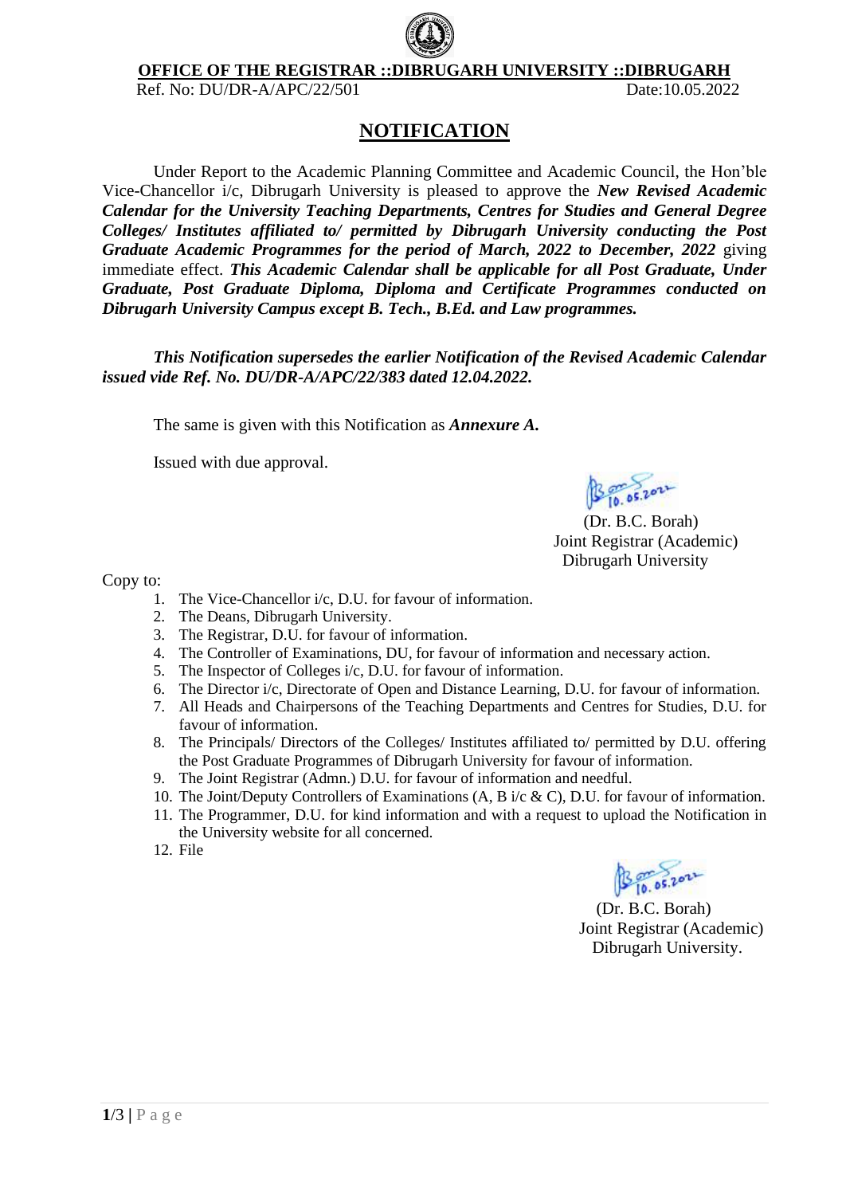**OFFICE OF THE REGISTRAR ::DIBRUGARH UNIVERSITY ::DIBRUGARH**

Ref. No: DU/DR-A/APC/22/501 Date:10.05.2022

# NOTIFICATION

Under Report to the Academic Planning Committee and Academic Council, the Hon'ble Vice-Chancellor i/c, Dibrugarh University is pleased to approve the ***New Revised Academic Calendar for the University Teaching Departments, Centres for Studies and General Degree Colleges/ Institutes affiliated to/ permitted by Dibrugarh University conducting the Post Graduate Academic Programmes for the period of March, 2022 to December, 2022*** giving immediate effect. ***This Academic Calendar shall be applicable for all Post Graduate, Under Graduate, Post Graduate Diploma, Diploma and Certificate Programmes conducted on Dibrugarh University Campus except B. Tech., B.Ed. and Law programmes.***

***This Notification supersedes the earlier Notification of the Revised Academic Calendar issued vide Ref. No. DU/DR-A/APC/22/383 dated 12.04.2022.***

The same is given with this Notification as ***Annexure A.***

Issued with due approval.

(Dr. B.C. Borah)
Joint Registrar (Academic)
Dibrugarh University

Copy to:

1. The Vice-Chancellor i/c, D.U. for favour of information.
2. The Deans, Dibrugarh University.
3. The Registrar, D.U. for favour of information.
4. The Controller of Examinations, DU, for favour of information and necessary action.
5. The Inspector of Colleges i/c, D.U. for favour of information.
6. The Director i/c, Directorate of Open and Distance Learning, D.U. for favour of information.
7. All Heads and Chairpersons of the Teaching Departments and Centres for Studies, D.U. for favour of information.
8. The Principals/ Directors of the Colleges/ Institutes affiliated to/ permitted by D.U. offering the Post Graduate Programmes of Dibrugarh University for favour of information.
9. The Joint Registrar (Admn.) D.U. for favour of information and needful.
10. The Joint/Deputy Controllers of Examinations (A, B i/c & C), D.U. for favour of information.
11. The Programmer, D.U. for kind information and with a request to upload the Notification in the University website for all concerned.
12. File

(Dr. B.C. Borah)
Joint Registrar (Academic)
Dibrugarh University.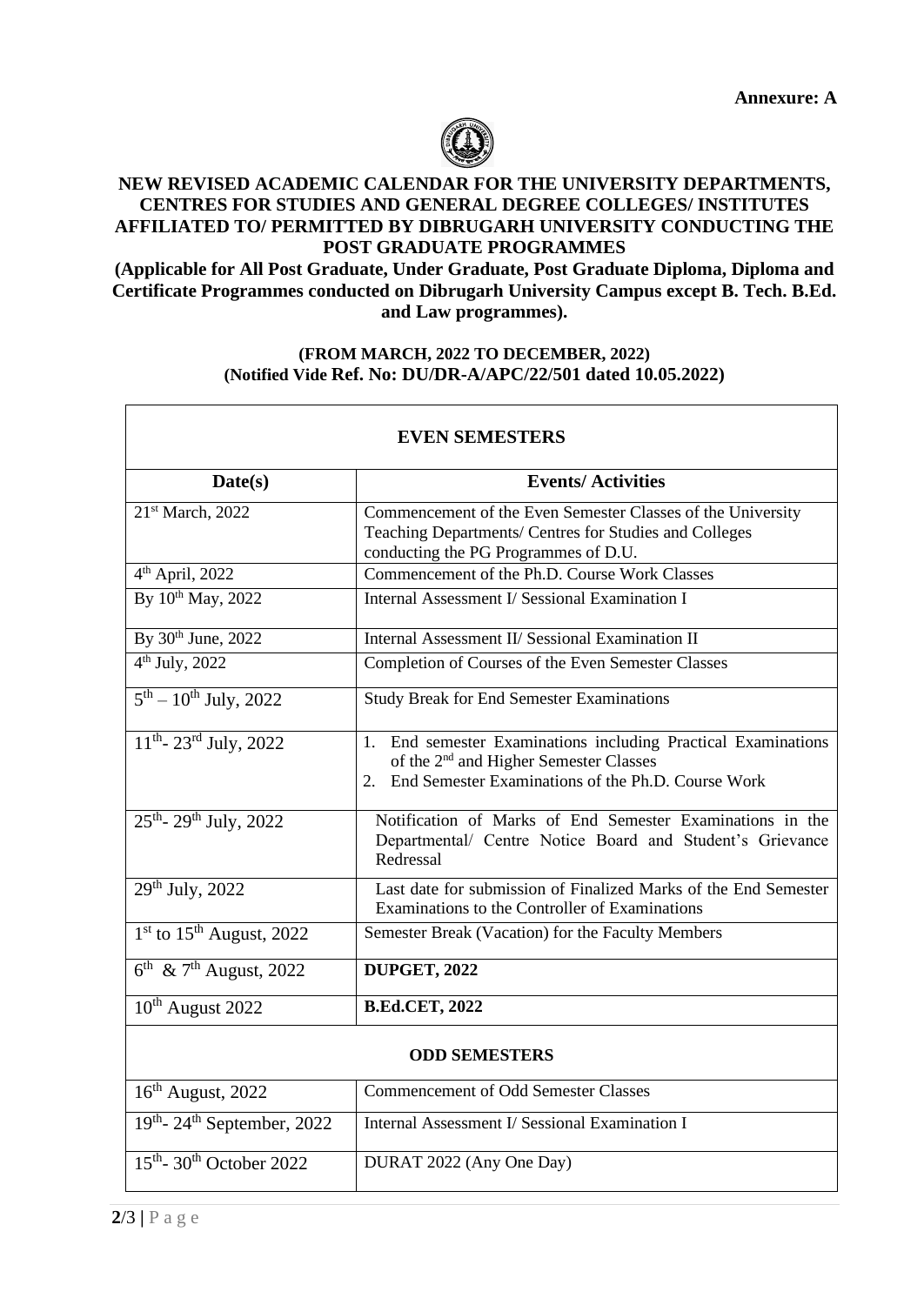**Annexure: A**

**NEW REVISED ACADEMIC CALENDAR FOR THE UNIVERSITY DEPARTMENTS, CENTRES FOR STUDIES AND GENERAL DEGREE COLLEGES/ INSTITUTES AFFILIATED TO/ PERMITTED BY DIBRUGARH UNIVERSITY CONDUCTING THE POST GRADUATE PROGRAMMES**

**(Applicable for All Post Graduate, Under Graduate, Post Graduate Diploma, Diploma and Certificate Programmes conducted on Dibrugarh University Campus except B. Tech. B.Ed. and Law programmes).**

**(FROM MARCH, 2022 TO DECEMBER, 2022)**
**(Notified Vide Ref. No: DU/DR-A/APC/22/501 dated 10.05.2022)**

| **EVEN SEMESTERS** | |
|---|---|
| **Date(s)** | **Events/ Activities** |
| 21st March, 2022 | Commencement of the Even Semester Classes of the University Teaching Departments/ Centres for Studies and Colleges conducting the PG Programmes of D.U. |
| 4th April, 2022 | Commencement of the Ph.D. Course Work Classes |
| By 10th May, 2022 | Internal Assessment I/ Sessional Examination I |
| By 30th June, 2022 | Internal Assessment II/ Sessional Examination II |
| 4th July, 2022 | Completion of Courses of the Even Semester Classes |
| 5th – 10th July, 2022 | Study Break for End Semester Examinations |
| 11th- 23rd July, 2022 | 1. End semester Examinations including Practical Examinations of the 2nd and Higher Semester Classes<br>2. End Semester Examinations of the Ph.D. Course Work |
| 25th- 29th July, 2022 | Notification of Marks of End Semester Examinations in the Departmental/ Centre Notice Board and Student's Grievance Redressal |
| 29th July, 2022 | Last date for submission of Finalized Marks of the End Semester Examinations to the Controller of Examinations |
| 1st to 15th August, 2022 | Semester Break (Vacation) for the Faculty Members |
| 6th & 7th August, 2022 | **DUPGET, 2022** |
| 10th August 2022 | **B.Ed.CET, 2022** |
| **ODD SEMESTERS** | |
| 16th August, 2022 | Commencement of Odd Semester Classes |
| 19th- 24th September, 2022 | Internal Assessment I/ Sessional Examination I |
| 15th- 30th October 2022 | DURAT 2022 (Any One Day) |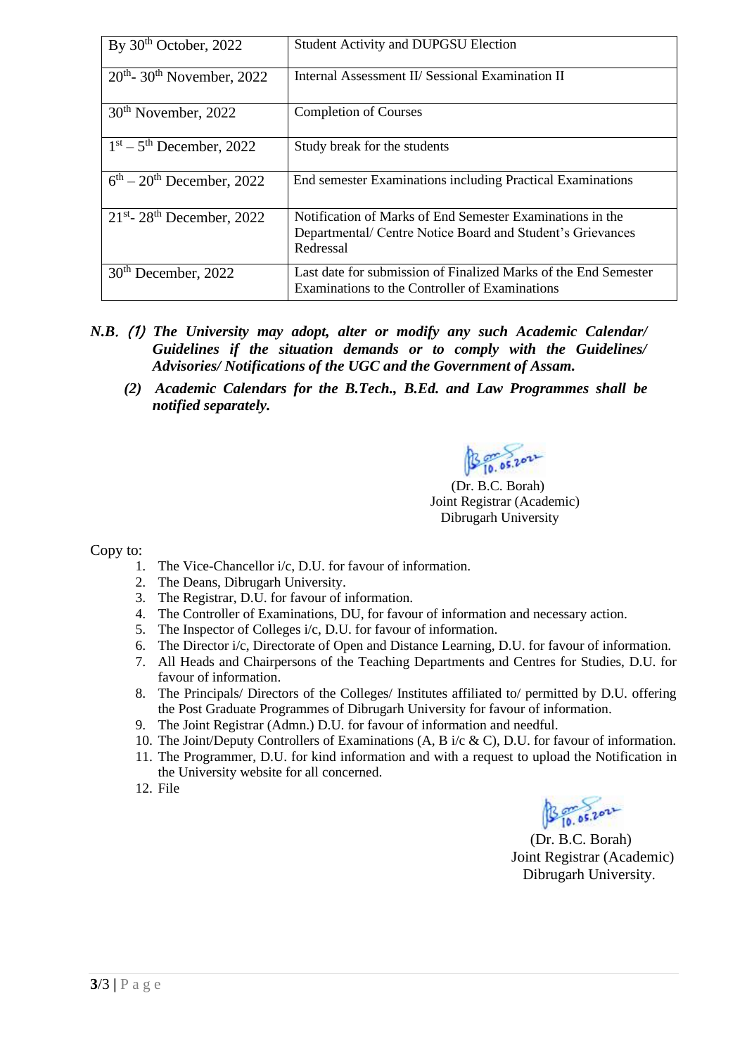| | |
|---|---|
| By 30th October, 2022 | Student Activity and DUPGSU Election |
| 20th- 30th November, 2022 | Internal Assessment II/ Sessional Examination II |
| 30th November, 2022 | Completion of Courses |
| 1st – 5th December, 2022 | Study break for the students |
| 6th – 20th December, 2022 | End semester Examinations including Practical Examinations |
| 21st- 28th December, 2022 | Notification of Marks of End Semester Examinations in the Departmental/ Centre Notice Board and Student's Grievances Redressal |
| 30th December, 2022 | Last date for submission of Finalized Marks of the End Semester Examinations to the Controller of Examinations |

***N.B. (1) The University may adopt, alter or modify any such Academic Calendar/ Guidelines if the situation demands or to comply with the Guidelines/ Advisories/ Notifications of the UGC and the Government of Assam.***

***(2) Academic Calendars for the B.Tech., B.Ed. and Law Programmes shall be notified separately.***

10.05.2022

(Dr. B.C. Borah)
Joint Registrar (Academic)
Dibrugarh University

Copy to:

1. The Vice-Chancellor i/c, D.U. for favour of information.
2. The Deans, Dibrugarh University.
3. The Registrar, D.U. for favour of information.
4. The Controller of Examinations, DU, for favour of information and necessary action.
5. The Inspector of Colleges i/c, D.U. for favour of information.
6. The Director i/c, Directorate of Open and Distance Learning, D.U. for favour of information.
7. All Heads and Chairpersons of the Teaching Departments and Centres for Studies, D.U. for favour of information.
8. The Principals/ Directors of the Colleges/ Institutes affiliated to/ permitted by D.U. offering the Post Graduate Programmes of Dibrugarh University for favour of information.
9. The Joint Registrar (Admn.) D.U. for favour of information and needful.
10. The Joint/Deputy Controllers of Examinations (A, B i/c & C), D.U. for favour of information.
11. The Programmer, D.U. for kind information and with a request to upload the Notification in the University website for all concerned.
12. File

10.05.2022

(Dr. B.C. Borah)
Joint Registrar (Academic)
Dibrugarh University.